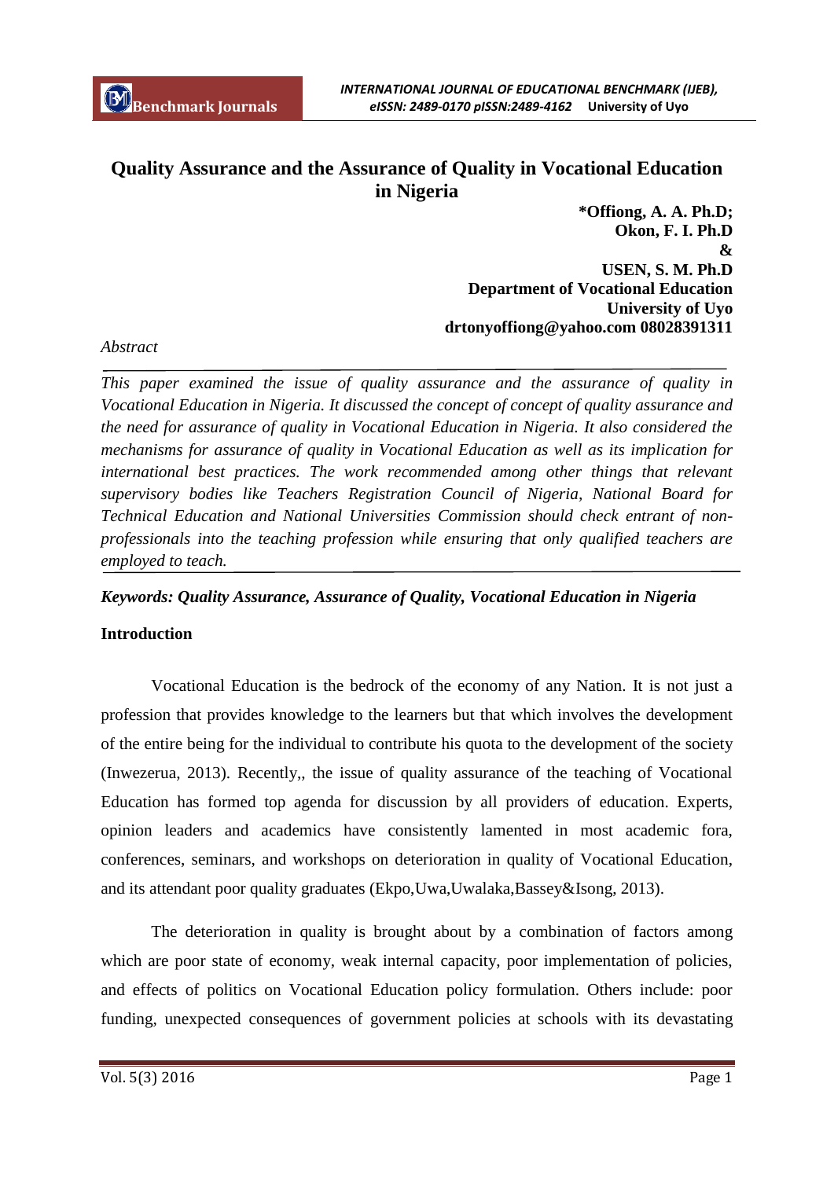# Quality Assurance and the Assurance of Quality in Vocational Education in Nigeria

**\*Offiong, A. A. Ph.D;**
**Okon, F. I. Ph.D**
**&**
**USEN, S. M. Ph.D**
**Department of Vocational Education**
**University of Uyo**
**drtonyoffiong@yahoo.com 08028391311**

*Abstract*

*This paper examined the issue of quality assurance and the assurance of quality in Vocational Education in Nigeria. It discussed the concept of concept of quality assurance and the need for assurance of quality in Vocational Education in Nigeria. It also considered the mechanisms for assurance of quality in Vocational Education as well as its implication for international best practices. The work recommended among other things that relevant supervisory bodies like Teachers Registration Council of Nigeria, National Board for Technical Education and National Universities Commission should check entrant of non-professionals into the teaching profession while ensuring that only qualified teachers are employed to teach.*

***Keywords: Quality Assurance, Assurance of Quality, Vocational Education in Nigeria***

## Introduction

Vocational Education is the bedrock of the economy of any Nation. It is not just a profession that provides knowledge to the learners but that which involves the development of the entire being for the individual to contribute his quota to the development of the society (Inwezerua, 2013). Recently,, the issue of quality assurance of the teaching of Vocational Education has formed top agenda for discussion by all providers of education. Experts, opinion leaders and academics have consistently lamented in most academic fora, conferences, seminars, and workshops on deterioration in quality of Vocational Education, and its attendant poor quality graduates (Ekpo,Uwa,Uwalaka,Bassey&Isong, 2013).

The deterioration in quality is brought about by a combination of factors among which are poor state of economy, weak internal capacity, poor implementation of policies, and effects of politics on Vocational Education policy formulation. Others include: poor funding, unexpected consequences of government policies at schools with its devastating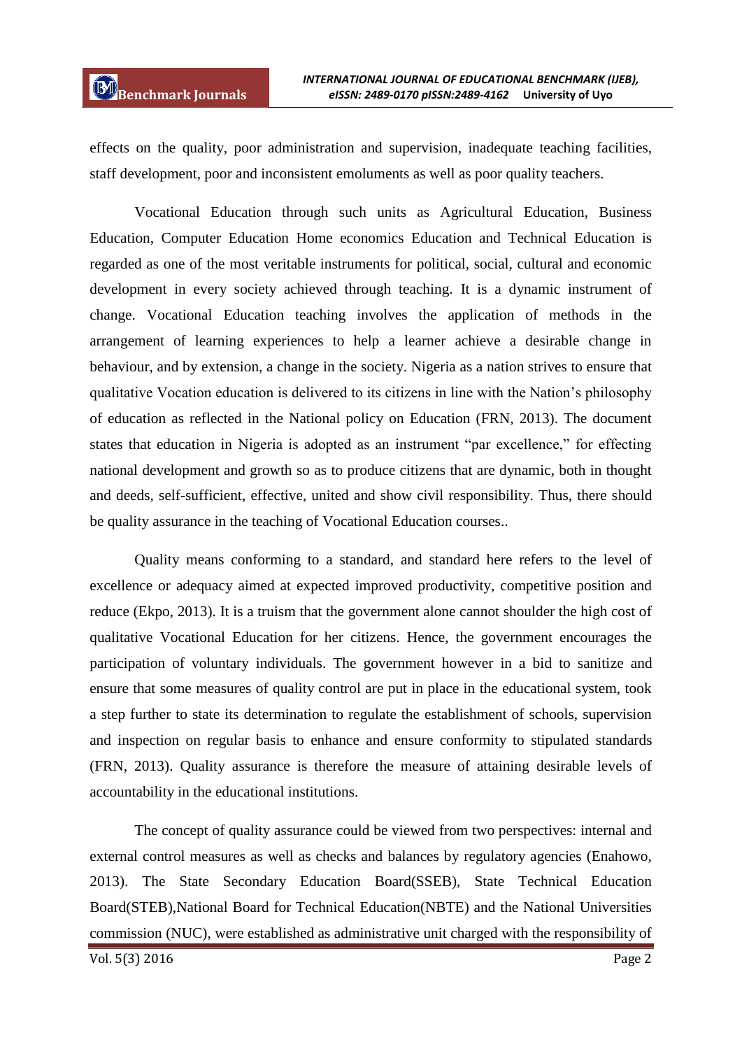effects on the quality, poor administration and supervision, inadequate teaching facilities, staff development, poor and inconsistent emoluments as well as poor quality teachers.

Vocational Education through such units as Agricultural Education, Business Education, Computer Education Home economics Education and Technical Education is regarded as one of the most veritable instruments for political, social, cultural and economic development in every society achieved through teaching. It is a dynamic instrument of change. Vocational Education teaching involves the application of methods in the arrangement of learning experiences to help a learner achieve a desirable change in behaviour, and by extension, a change in the society. Nigeria as a nation strives to ensure that qualitative Vocation education is delivered to its citizens in line with the Nation's philosophy of education as reflected in the National policy on Education (FRN, 2013). The document states that education in Nigeria is adopted as an instrument "par excellence," for effecting national development and growth so as to produce citizens that are dynamic, both in thought and deeds, self-sufficient, effective, united and show civil responsibility. Thus, there should be quality assurance in the teaching of Vocational Education courses..

Quality means conforming to a standard, and standard here refers to the level of excellence or adequacy aimed at expected improved productivity, competitive position and reduce (Ekpo, 2013). It is a truism that the government alone cannot shoulder the high cost of qualitative Vocational Education for her citizens. Hence, the government encourages the participation of voluntary individuals. The government however in a bid to sanitize and ensure that some measures of quality control are put in place in the educational system, took a step further to state its determination to regulate the establishment of schools, supervision and inspection on regular basis to enhance and ensure conformity to stipulated standards (FRN, 2013). Quality assurance is therefore the measure of attaining desirable levels of accountability in the educational institutions.

The concept of quality assurance could be viewed from two perspectives: internal and external control measures as well as checks and balances by regulatory agencies (Enahowo, 2013). The State Secondary Education Board(SSEB), State Technical Education Board(STEB),National Board for Technical Education(NBTE) and the National Universities commission (NUC), were established as administrative unit charged with the responsibility of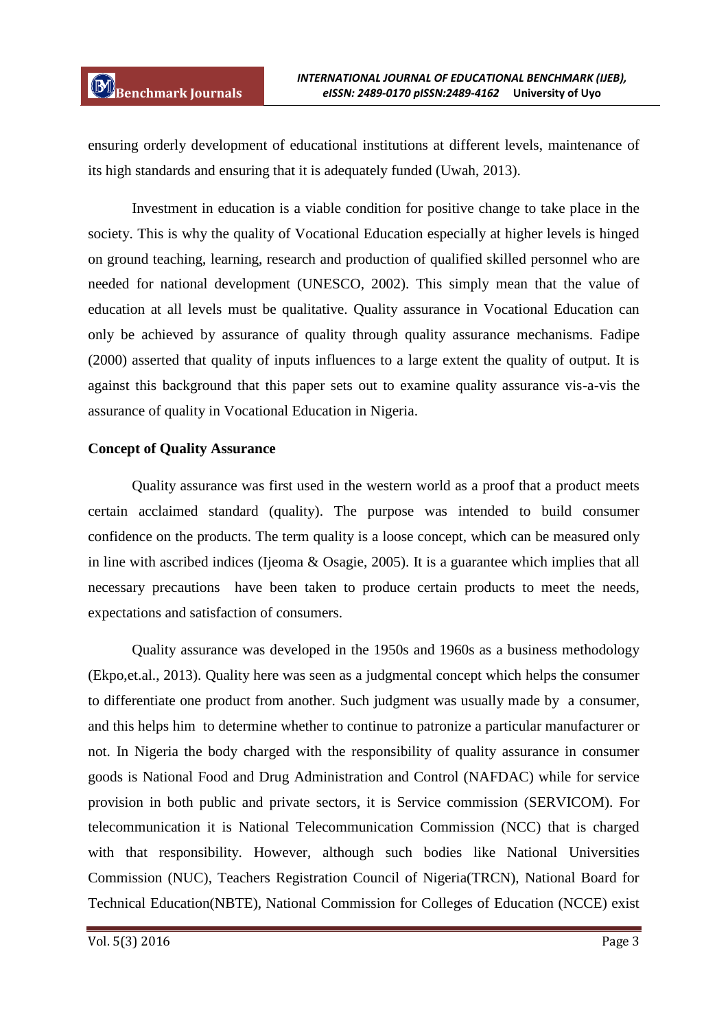ensuring orderly development of educational institutions at different levels, maintenance of its high standards and ensuring that it is adequately funded (Uwah, 2013).

Investment in education is a viable condition for positive change to take place in the society. This is why the quality of Vocational Education especially at higher levels is hinged on ground teaching, learning, research and production of qualified skilled personnel who are needed for national development (UNESCO, 2002). This simply mean that the value of education at all levels must be qualitative. Quality assurance in Vocational Education can only be achieved by assurance of quality through quality assurance mechanisms. Fadipe (2000) asserted that quality of inputs influences to a large extent the quality of output. It is against this background that this paper sets out to examine quality assurance vis-a-vis the assurance of quality in Vocational Education in Nigeria.

**Concept of Quality Assurance**

Quality assurance was first used in the western world as a proof that a product meets certain acclaimed standard (quality). The purpose was intended to build consumer confidence on the products. The term quality is a loose concept, which can be measured only in line with ascribed indices (Ijeoma & Osagie, 2005). It is a guarantee which implies that all necessary precautions have been taken to produce certain products to meet the needs, expectations and satisfaction of consumers.

Quality assurance was developed in the 1950s and 1960s as a business methodology (Ekpo,et.al., 2013). Quality here was seen as a judgmental concept which helps the consumer to differentiate one product from another. Such judgment was usually made by a consumer, and this helps him to determine whether to continue to patronize a particular manufacturer or not. In Nigeria the body charged with the responsibility of quality assurance in consumer goods is National Food and Drug Administration and Control (NAFDAC) while for service provision in both public and private sectors, it is Service commission (SERVICOM). For telecommunication it is National Telecommunication Commission (NCC) that is charged with that responsibility. However, although such bodies like National Universities Commission (NUC), Teachers Registration Council of Nigeria(TRCN), National Board for Technical Education(NBTE), National Commission for Colleges of Education (NCCE) exist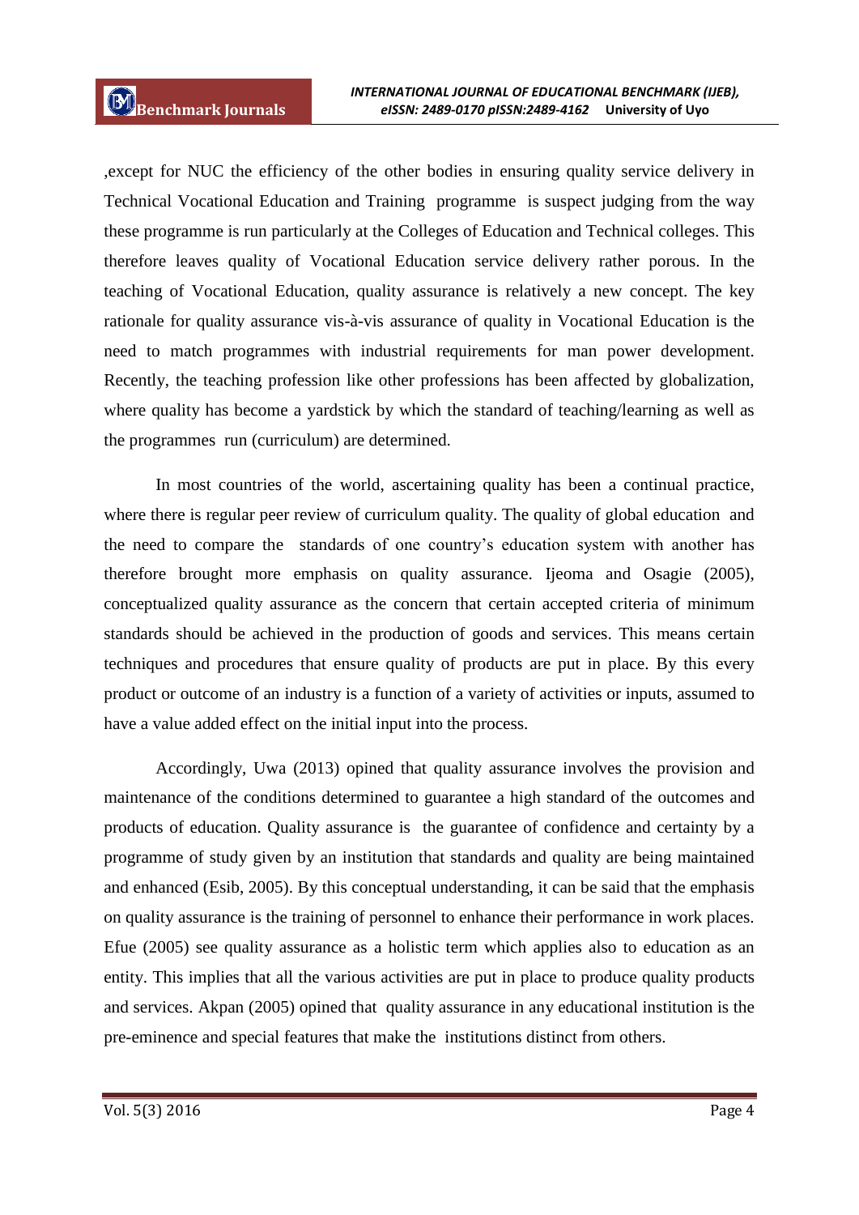,except for NUC the efficiency of the other bodies in ensuring quality service delivery in Technical Vocational Education and Training programme is suspect judging from the way these programme is run particularly at the Colleges of Education and Technical colleges. This therefore leaves quality of Vocational Education service delivery rather porous. In the teaching of Vocational Education, quality assurance is relatively a new concept. The key rationale for quality assurance vis-à-vis assurance of quality in Vocational Education is the need to match programmes with industrial requirements for man power development. Recently, the teaching profession like other professions has been affected by globalization, where quality has become a yardstick by which the standard of teaching/learning as well as the programmes run (curriculum) are determined.

In most countries of the world, ascertaining quality has been a continual practice, where there is regular peer review of curriculum quality. The quality of global education and the need to compare the standards of one country's education system with another has therefore brought more emphasis on quality assurance. Ijeoma and Osagie (2005), conceptualized quality assurance as the concern that certain accepted criteria of minimum standards should be achieved in the production of goods and services. This means certain techniques and procedures that ensure quality of products are put in place. By this every product or outcome of an industry is a function of a variety of activities or inputs, assumed to have a value added effect on the initial input into the process.

Accordingly, Uwa (2013) opined that quality assurance involves the provision and maintenance of the conditions determined to guarantee a high standard of the outcomes and products of education. Quality assurance is the guarantee of confidence and certainty by a programme of study given by an institution that standards and quality are being maintained and enhanced (Esib, 2005). By this conceptual understanding, it can be said that the emphasis on quality assurance is the training of personnel to enhance their performance in work places. Efue (2005) see quality assurance as a holistic term which applies also to education as an entity. This implies that all the various activities are put in place to produce quality products and services. Akpan (2005) opined that quality assurance in any educational institution is the pre-eminence and special features that make the institutions distinct from others.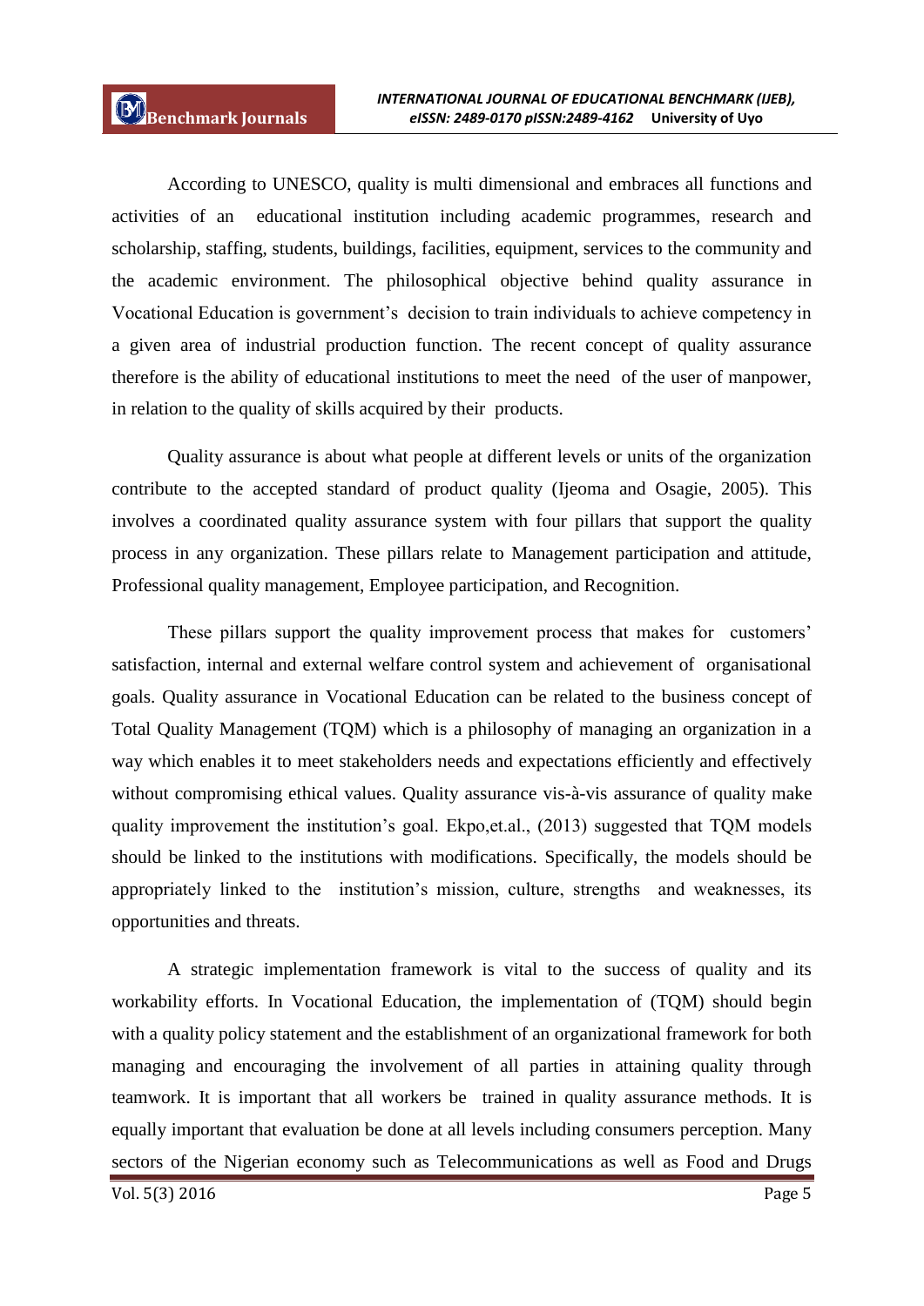According to UNESCO, quality is multi dimensional and embraces all functions and activities of an educational institution including academic programmes, research and scholarship, staffing, students, buildings, facilities, equipment, services to the community and the academic environment. The philosophical objective behind quality assurance in Vocational Education is government's decision to train individuals to achieve competency in a given area of industrial production function. The recent concept of quality assurance therefore is the ability of educational institutions to meet the need of the user of manpower, in relation to the quality of skills acquired by their products.

Quality assurance is about what people at different levels or units of the organization contribute to the accepted standard of product quality (Ijeoma and Osagie, 2005). This involves a coordinated quality assurance system with four pillars that support the quality process in any organization. These pillars relate to Management participation and attitude, Professional quality management, Employee participation, and Recognition.

These pillars support the quality improvement process that makes for customers' satisfaction, internal and external welfare control system and achievement of organisational goals. Quality assurance in Vocational Education can be related to the business concept of Total Quality Management (TQM) which is a philosophy of managing an organization in a way which enables it to meet stakeholders needs and expectations efficiently and effectively without compromising ethical values. Quality assurance vis-à-vis assurance of quality make quality improvement the institution's goal. Ekpo,et.al., (2013) suggested that TQM models should be linked to the institutions with modifications. Specifically, the models should be appropriately linked to the institution's mission, culture, strengths and weaknesses, its opportunities and threats.

A strategic implementation framework is vital to the success of quality and its workability efforts. In Vocational Education, the implementation of (TQM) should begin with a quality policy statement and the establishment of an organizational framework for both managing and encouraging the involvement of all parties in attaining quality through teamwork. It is important that all workers be trained in quality assurance methods. It is equally important that evaluation be done at all levels including consumers perception. Many sectors of the Nigerian economy such as Telecommunications as well as Food and Drugs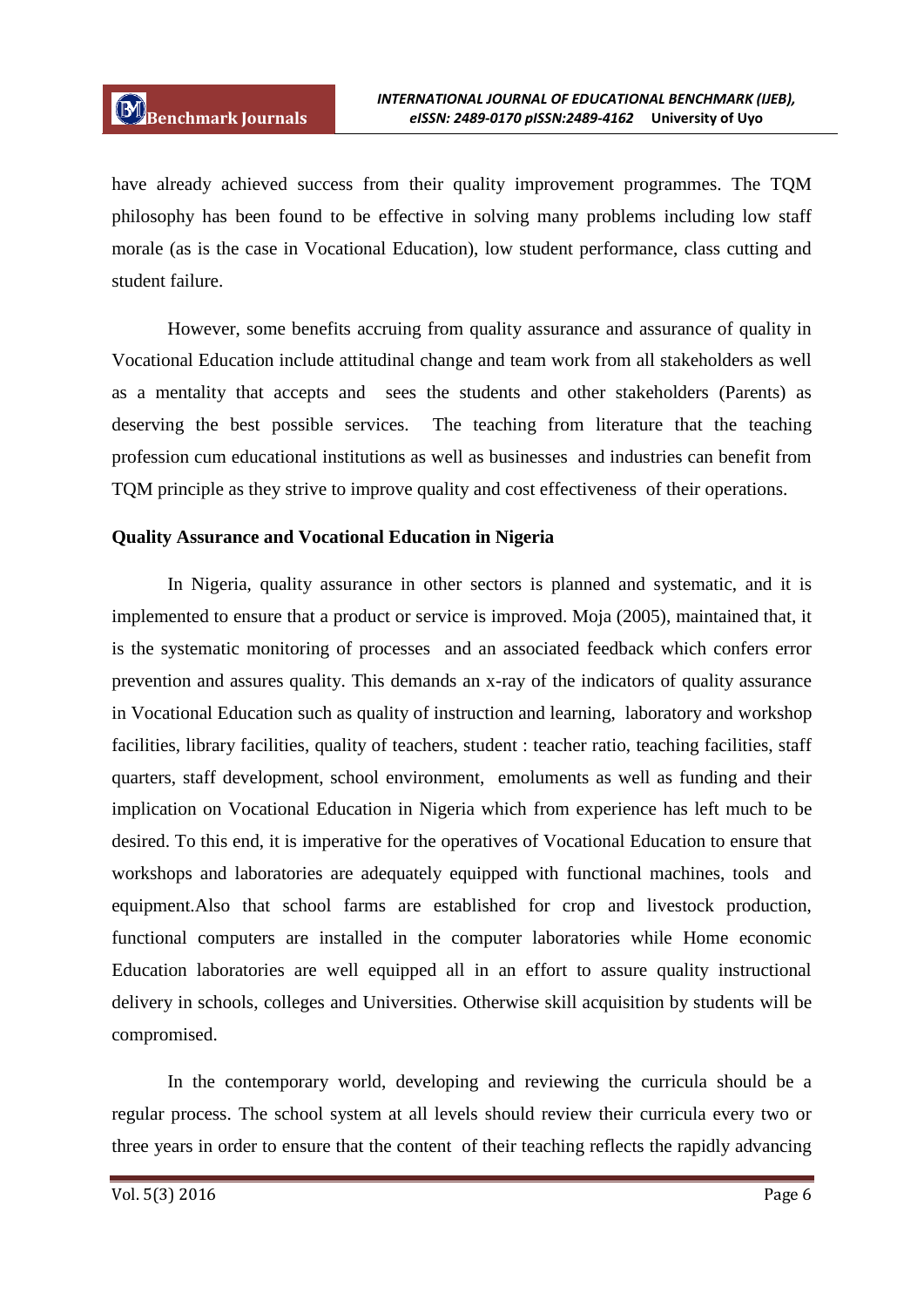have already achieved success from their quality improvement programmes. The TQM philosophy has been found to be effective in solving many problems including low staff morale (as is the case in Vocational Education), low student performance, class cutting and student failure.

However, some benefits accruing from quality assurance and assurance of quality in Vocational Education include attitudinal change and team work from all stakeholders as well as a mentality that accepts and sees the students and other stakeholders (Parents) as deserving the best possible services. The teaching from literature that the teaching profession cum educational institutions as well as businesses and industries can benefit from TQM principle as they strive to improve quality and cost effectiveness of their operations.

**Quality Assurance and Vocational Education in Nigeria**

In Nigeria, quality assurance in other sectors is planned and systematic, and it is implemented to ensure that a product or service is improved. Moja (2005), maintained that, it is the systematic monitoring of processes and an associated feedback which confers error prevention and assures quality. This demands an x-ray of the indicators of quality assurance in Vocational Education such as quality of instruction and learning, laboratory and workshop facilities, library facilities, quality of teachers, student : teacher ratio, teaching facilities, staff quarters, staff development, school environment, emoluments as well as funding and their implication on Vocational Education in Nigeria which from experience has left much to be desired. To this end, it is imperative for the operatives of Vocational Education to ensure that workshops and laboratories are adequately equipped with functional machines, tools and equipment.Also that school farms are established for crop and livestock production, functional computers are installed in the computer laboratories while Home economic Education laboratories are well equipped all in an effort to assure quality instructional delivery in schools, colleges and Universities. Otherwise skill acquisition by students will be compromised.

In the contemporary world, developing and reviewing the curricula should be a regular process. The school system at all levels should review their curricula every two or three years in order to ensure that the content of their teaching reflects the rapidly advancing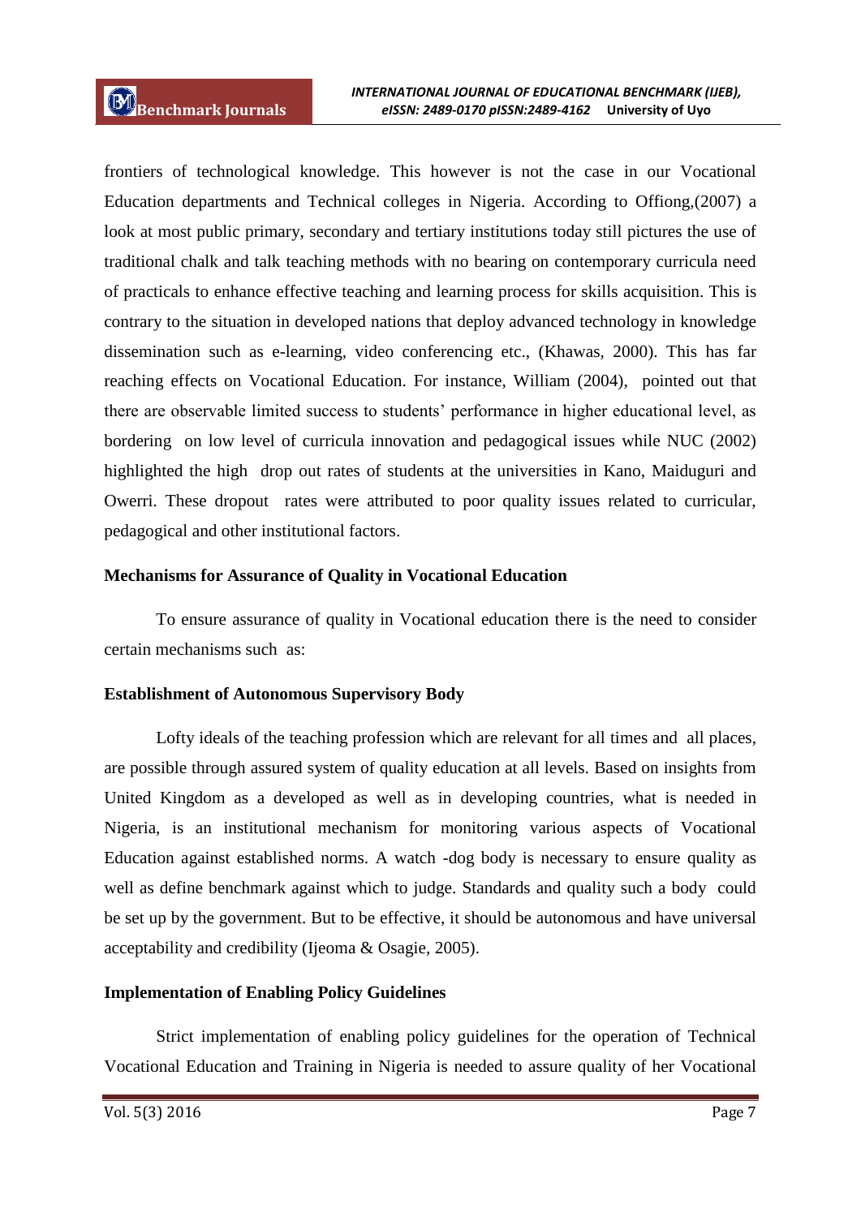frontiers of technological knowledge. This however is not the case in our Vocational Education departments and Technical colleges in Nigeria. According to Offiong,(2007) a look at most public primary, secondary and tertiary institutions today still pictures the use of traditional chalk and talk teaching methods with no bearing on contemporary curricula need of practicals to enhance effective teaching and learning process for skills acquisition. This is contrary to the situation in developed nations that deploy advanced technology in knowledge dissemination such as e-learning, video conferencing etc., (Khawas, 2000). This has far reaching effects on Vocational Education. For instance, William (2004), pointed out that there are observable limited success to students' performance in higher educational level, as bordering on low level of curricula innovation and pedagogical issues while NUC (2002) highlighted the high drop out rates of students at the universities in Kano, Maiduguri and Owerri. These dropout rates were attributed to poor quality issues related to curricular, pedagogical and other institutional factors.

**Mechanisms for Assurance of Quality in Vocational Education**

To ensure assurance of quality in Vocational education there is the need to consider certain mechanisms such as:

**Establishment of Autonomous Supervisory Body**

Lofty ideals of the teaching profession which are relevant for all times and all places, are possible through assured system of quality education at all levels. Based on insights from United Kingdom as a developed as well as in developing countries, what is needed in Nigeria, is an institutional mechanism for monitoring various aspects of Vocational Education against established norms. A watch -dog body is necessary to ensure quality as well as define benchmark against which to judge. Standards and quality such a body could be set up by the government. But to be effective, it should be autonomous and have universal acceptability and credibility (Ijeoma & Osagie, 2005).

**Implementation of Enabling Policy Guidelines**

Strict implementation of enabling policy guidelines for the operation of Technical Vocational Education and Training in Nigeria is needed to assure quality of her Vocational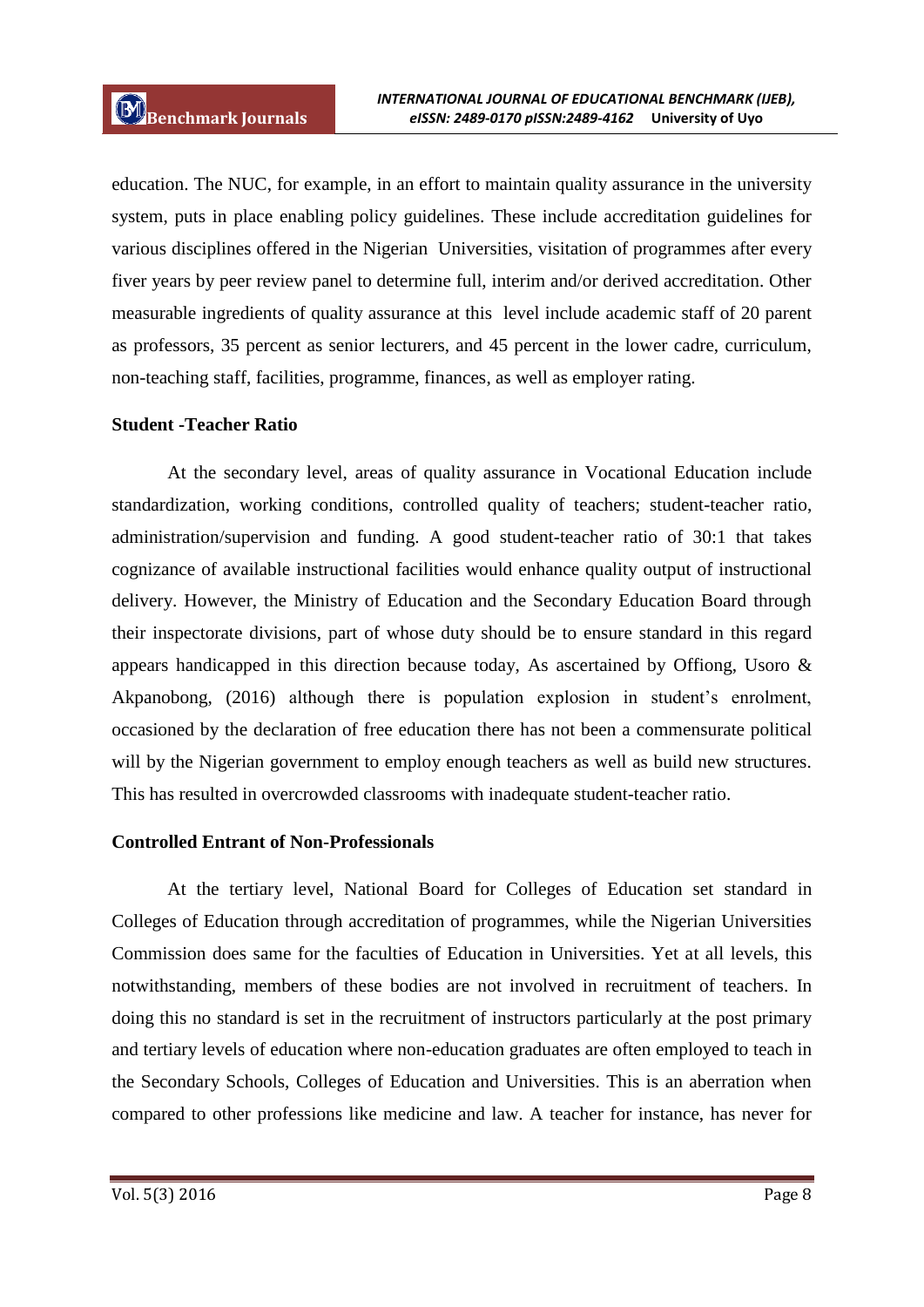education. The NUC, for example, in an effort to maintain quality assurance in the university system, puts in place enabling policy guidelines. These include accreditation guidelines for various disciplines offered in the Nigerian Universities, visitation of programmes after every fiver years by peer review panel to determine full, interim and/or derived accreditation. Other measurable ingredients of quality assurance at this level include academic staff of 20 parent as professors, 35 percent as senior lecturers, and 45 percent in the lower cadre, curriculum, non-teaching staff, facilities, programme, finances, as well as employer rating.

**Student -Teacher Ratio**

At the secondary level, areas of quality assurance in Vocational Education include standardization, working conditions, controlled quality of teachers; student-teacher ratio, administration/supervision and funding. A good student-teacher ratio of 30:1 that takes cognizance of available instructional facilities would enhance quality output of instructional delivery. However, the Ministry of Education and the Secondary Education Board through their inspectorate divisions, part of whose duty should be to ensure standard in this regard appears handicapped in this direction because today, As ascertained by Offiong, Usoro & Akpanobong, (2016) although there is population explosion in student's enrolment, occasioned by the declaration of free education there has not been a commensurate political will by the Nigerian government to employ enough teachers as well as build new structures. This has resulted in overcrowded classrooms with inadequate student-teacher ratio.

**Controlled Entrant of Non-Professionals**

At the tertiary level, National Board for Colleges of Education set standard in Colleges of Education through accreditation of programmes, while the Nigerian Universities Commission does same for the faculties of Education in Universities. Yet at all levels, this notwithstanding, members of these bodies are not involved in recruitment of teachers. In doing this no standard is set in the recruitment of instructors particularly at the post primary and tertiary levels of education where non-education graduates are often employed to teach in the Secondary Schools, Colleges of Education and Universities. This is an aberration when compared to other professions like medicine and law. A teacher for instance, has never for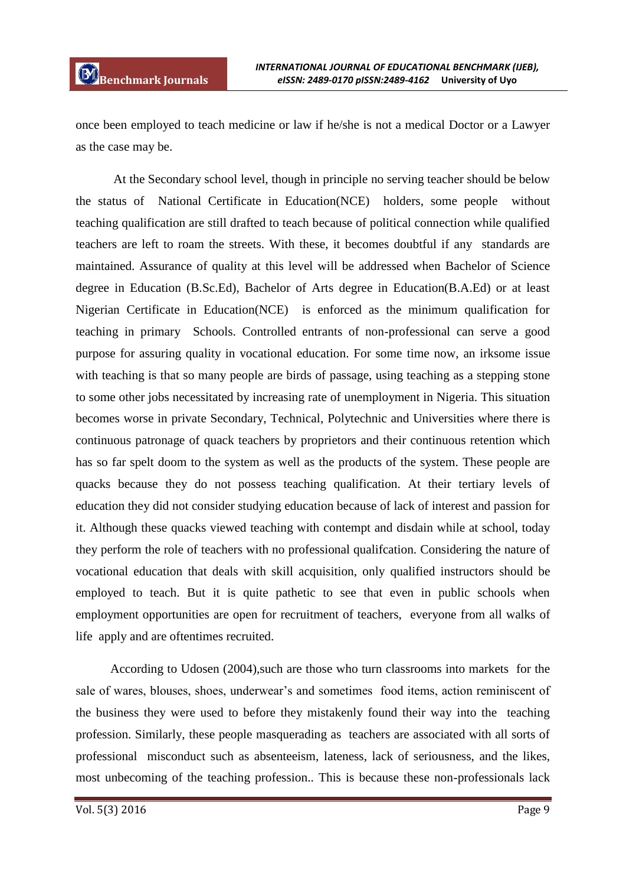once been employed to teach medicine or law if he/she is not a medical Doctor or a Lawyer as the case may be.

At the Secondary school level, though in principle no serving teacher should be below the status of National Certificate in Education(NCE) holders, some people without teaching qualification are still drafted to teach because of political connection while qualified teachers are left to roam the streets. With these, it becomes doubtful if any standards are maintained. Assurance of quality at this level will be addressed when Bachelor of Science degree in Education (B.Sc.Ed), Bachelor of Arts degree in Education(B.A.Ed) or at least Nigerian Certificate in Education(NCE) is enforced as the minimum qualification for teaching in primary Schools. Controlled entrants of non-professional can serve a good purpose for assuring quality in vocational education. For some time now, an irksome issue with teaching is that so many people are birds of passage, using teaching as a stepping stone to some other jobs necessitated by increasing rate of unemployment in Nigeria. This situation becomes worse in private Secondary, Technical, Polytechnic and Universities where there is continuous patronage of quack teachers by proprietors and their continuous retention which has so far spelt doom to the system as well as the products of the system. These people are quacks because they do not possess teaching qualification. At their tertiary levels of education they did not consider studying education because of lack of interest and passion for it. Although these quacks viewed teaching with contempt and disdain while at school, today they perform the role of teachers with no professional qualifcation. Considering the nature of vocational education that deals with skill acquisition, only qualified instructors should be employed to teach. But it is quite pathetic to see that even in public schools when employment opportunities are open for recruitment of teachers, everyone from all walks of life apply and are oftentimes recruited.

According to Udosen (2004),such are those who turn classrooms into markets for the sale of wares, blouses, shoes, underwear's and sometimes food items, action reminiscent of the business they were used to before they mistakenly found their way into the teaching profession. Similarly, these people masquerading as teachers are associated with all sorts of professional misconduct such as absenteeism, lateness, lack of seriousness, and the likes, most unbecoming of the teaching profession.. This is because these non-professionals lack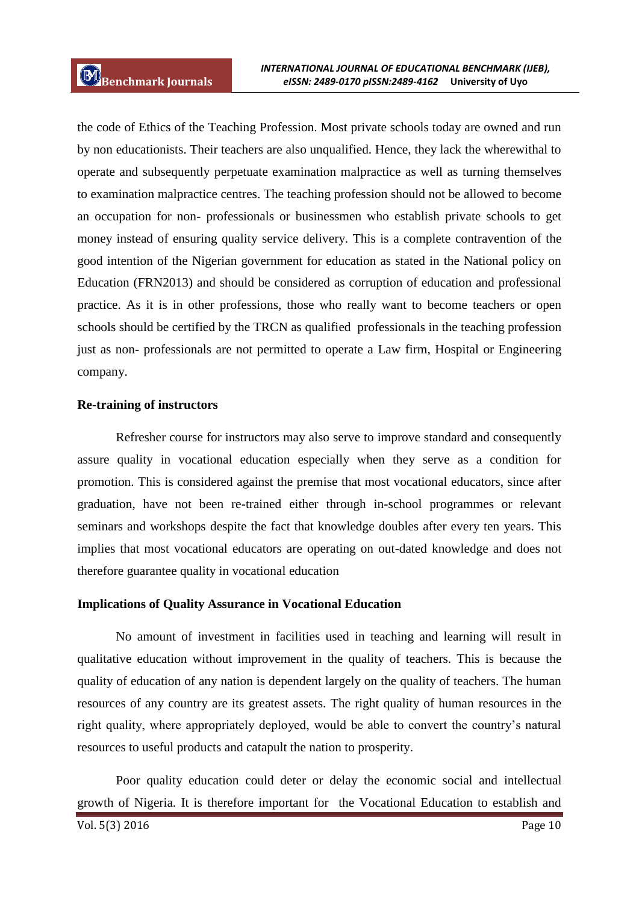the code of Ethics of the Teaching Profession. Most private schools today are owned and run by non educationists. Their teachers are also unqualified. Hence, they lack the wherewithal to operate and subsequently perpetuate examination malpractice as well as turning themselves to examination malpractice centres. The teaching profession should not be allowed to become an occupation for non- professionals or businessmen who establish private schools to get money instead of ensuring quality service delivery. This is a complete contravention of the good intention of the Nigerian government for education as stated in the National policy on Education (FRN2013) and should be considered as corruption of education and professional practice. As it is in other professions, those who really want to become teachers or open schools should be certified by the TRCN as qualified professionals in the teaching profession just as non- professionals are not permitted to operate a Law firm, Hospital or Engineering company.

**Re-training of instructors**

Refresher course for instructors may also serve to improve standard and consequently assure quality in vocational education especially when they serve as a condition for promotion. This is considered against the premise that most vocational educators, since after graduation, have not been re-trained either through in-school programmes or relevant seminars and workshops despite the fact that knowledge doubles after every ten years. This implies that most vocational educators are operating on out-dated knowledge and does not therefore guarantee quality in vocational education

**Implications of Quality Assurance in Vocational Education**

No amount of investment in facilities used in teaching and learning will result in qualitative education without improvement in the quality of teachers. This is because the quality of education of any nation is dependent largely on the quality of teachers. The human resources of any country are its greatest assets. The right quality of human resources in the right quality, where appropriately deployed, would be able to convert the country's natural resources to useful products and catapult the nation to prosperity.

Poor quality education could deter or delay the economic social and intellectual growth of Nigeria. It is therefore important for the Vocational Education to establish and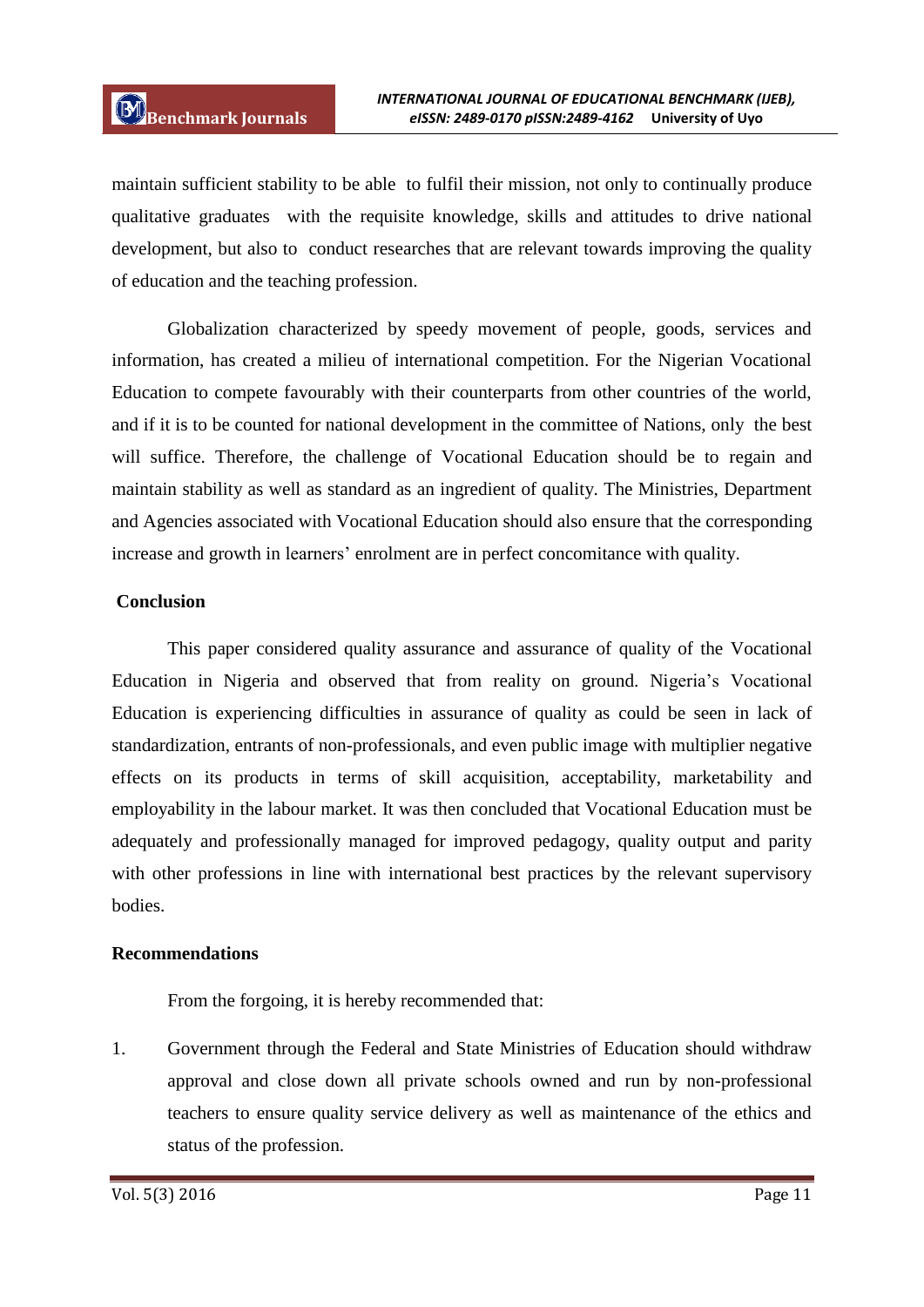maintain sufficient stability to be able to fulfil their mission, not only to continually produce qualitative graduates with the requisite knowledge, skills and attitudes to drive national development, but also to conduct researches that are relevant towards improving the quality of education and the teaching profession.

Globalization characterized by speedy movement of people, goods, services and information, has created a milieu of international competition. For the Nigerian Vocational Education to compete favourably with their counterparts from other countries of the world, and if it is to be counted for national development in the committee of Nations, only the best will suffice. Therefore, the challenge of Vocational Education should be to regain and maintain stability as well as standard as an ingredient of quality. The Ministries, Department and Agencies associated with Vocational Education should also ensure that the corresponding increase and growth in learners' enrolment are in perfect concomitance with quality.

## Conclusion

This paper considered quality assurance and assurance of quality of the Vocational Education in Nigeria and observed that from reality on ground. Nigeria's Vocational Education is experiencing difficulties in assurance of quality as could be seen in lack of standardization, entrants of non-professionals, and even public image with multiplier negative effects on its products in terms of skill acquisition, acceptability, marketability and employability in the labour market. It was then concluded that Vocational Education must be adequately and professionally managed for improved pedagogy, quality output and parity with other professions in line with international best practices by the relevant supervisory bodies.

## Recommendations

From the forgoing, it is hereby recommended that:

1. Government through the Federal and State Ministries of Education should withdraw approval and close down all private schools owned and run by non-professional teachers to ensure quality service delivery as well as maintenance of the ethics and status of the profession.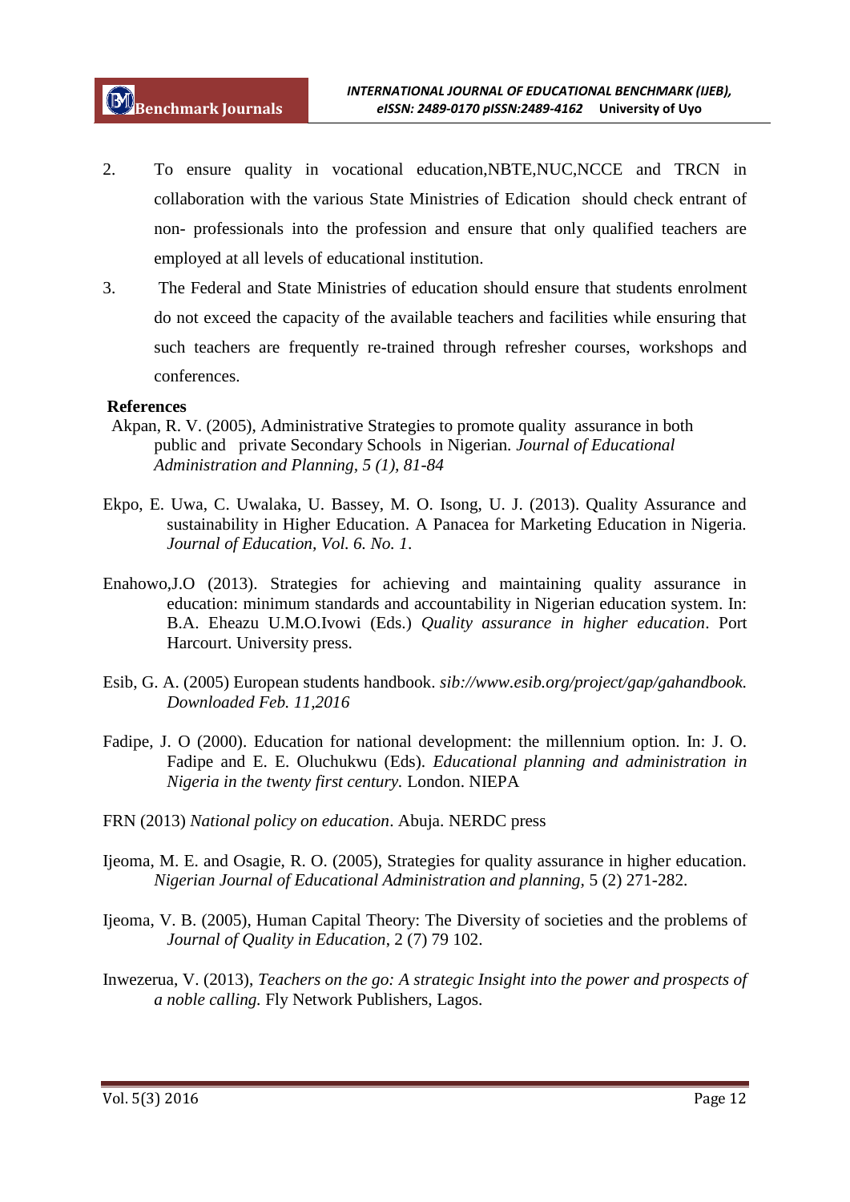2. To ensure quality in vocational education,NBTE,NUC,NCCE and TRCN in collaboration with the various State Ministries of Edication should check entrant of non- professionals into the profession and ensure that only qualified teachers are employed at all levels of educational institution.

3. The Federal and State Ministries of education should ensure that students enrolment do not exceed the capacity of the available teachers and facilities while ensuring that such teachers are frequently re-trained through refresher courses, workshops and conferences.

**References**

Akpan, R. V. (2005), Administrative Strategies to promote quality assurance in both public and private Secondary Schools in Nigerian. *Journal of Educational Administration and Planning, 5 (1), 81-84*

Ekpo, E. Uwa, C. Uwalaka, U. Bassey, M. O. Isong, U. J. (2013). Quality Assurance and sustainability in Higher Education. A Panacea for Marketing Education in Nigeria. *Journal of Education, Vol. 6. No. 1.*

Enahowo,J.O (2013). Strategies for achieving and maintaining quality assurance in education: minimum standards and accountability in Nigerian education system. In: B.A. Eheazu U.M.O.Ivowi (Eds.) *Quality assurance in higher education*. Port Harcourt. University press.

Esib, G. A. (2005) European students handbook. *sib://www.esib.org/project/gap/gahandbook. Downloaded Feb. 11,2016*

Fadipe, J. O (2000). Education for national development: the millennium option. In: J. O. Fadipe and E. E. Oluchukwu (Eds). *Educational planning and administration in Nigeria in the twenty first century.* London. NIEPA

FRN (2013) *National policy on education*. Abuja. NERDC press

Ijeoma, M. E. and Osagie, R. O. (2005), Strategies for quality assurance in higher education. *Nigerian Journal of Educational Administration and planning,* 5 (2) 271-282.

Ijeoma, V. B. (2005), Human Capital Theory: The Diversity of societies and the problems of *Journal of Quality in Education*, 2 (7) 79 102.

Inwezerua, V. (2013), *Teachers on the go: A strategic Insight into the power and prospects of a noble calling.* Fly Network Publishers, Lagos.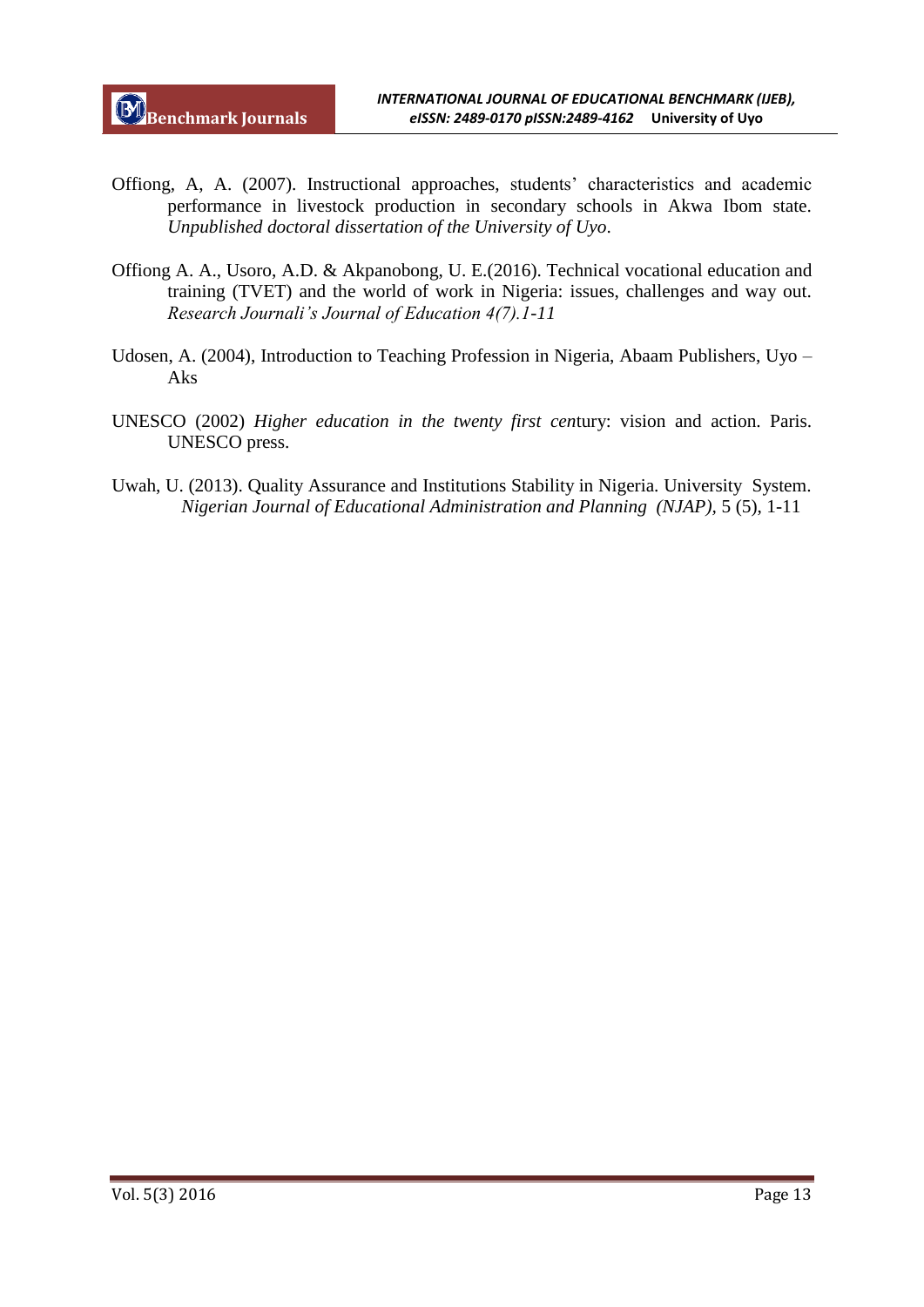Offiong, A, A. (2007). Instructional approaches, students' characteristics and academic performance in livestock production in secondary schools in Akwa Ibom state. *Unpublished doctoral dissertation of the University of Uyo*.

Offiong A. A., Usoro, A.D. & Akpanobong, U. E.(2016). Technical vocational education and training (TVET) and the world of work in Nigeria: issues, challenges and way out. *Research Journali's Journal of Education 4(7).1-11*

Udosen, A. (2004), Introduction to Teaching Profession in Nigeria, Abaam Publishers, Uyo – Aks

UNESCO (2002) *Higher education in the twenty first cen*tury: vision and action. Paris. UNESCO press.

Uwah, U. (2013). Quality Assurance and Institutions Stability in Nigeria. University System. *Nigerian Journal of Educational Administration and Planning (NJAP),* 5 (5), 1-11